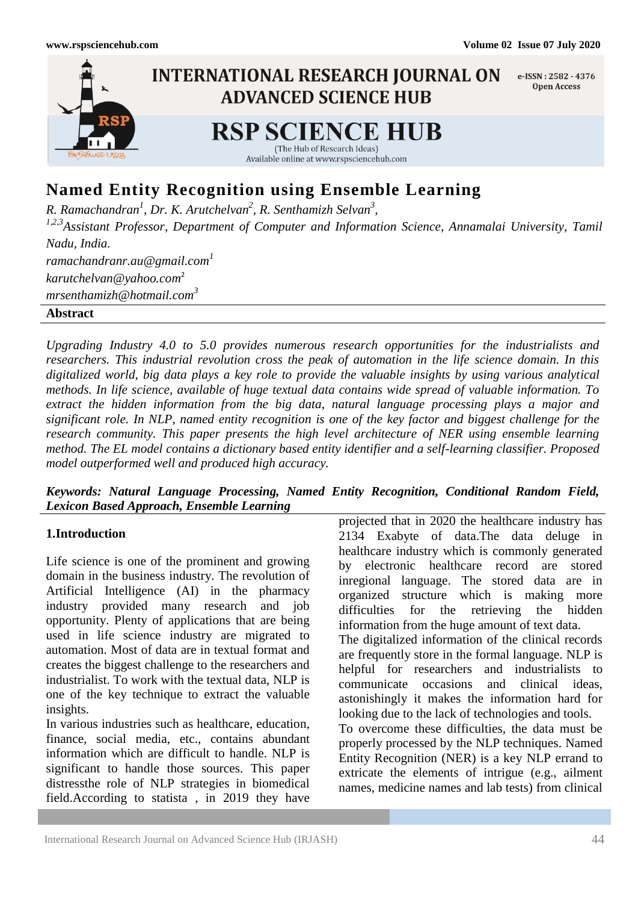# Named Entity Recognition using Ensemble Learning

*R. Ramachandran[1], Dr. K. Arutchelvan[2], R. Senthamizh Selvan[3],*

*[1,2,3]Assistant Professor, Department of Computer and Information Science, Annamalai University, Tamil Nadu, India.*

*ramachandranr.au@gmail.com[1]*

*karutchelvan@yahoo.com[2]*

*mrsenthamizh@hotmail.com[3]*

## Abstract

*Upgrading Industry 4.0 to 5.0 provides numerous research opportunities for the industrialists and researchers. This industrial revolution cross the peak of automation in the life science domain. In this digitalized world, big data plays a key role to provide the valuable insights by using various analytical methods. In life science, available of huge textual data contains wide spread of valuable information. To extract the hidden information from the big data, natural language processing plays a major and significant role. In NLP, named entity recognition is one of the key factor and biggest challenge for the research community. This paper presents the high level architecture of NER using ensemble learning method. The EL model contains a dictionary based entity identifier and a self-learning classifier. Proposed model outperformed well and produced high accuracy.*

***Keywords: Natural Language Processing, Named Entity Recognition, Conditional Random Field, Lexicon Based Approach, Ensemble Learning***

## 1.Introduction

Life science is one of the prominent and growing domain in the business industry. The revolution of Artificial Intelligence (AI) in the pharmacy industry provided many research and job opportunity. Plenty of applications that are being used in life science industry are migrated to automation. Most of data are in textual format and creates the biggest challenge to the researchers and industrialist. To work with the textual data, NLP is one of the key technique to extract the valuable insights.

In various industries such as healthcare, education, finance, social media, etc., contains abundant information which are difficult to handle. NLP is significant to handle those sources. This paper distressthe role of NLP strategies in biomedical field.According to statista , in 2019 they have projected that in 2020 the healthcare industry has 2134 Exabyte of data.The data deluge in healthcare industry which is commonly generated by electronic healthcare record are stored inregional language. The stored data are in organized structure which is making more difficulties for the retrieving the hidden information from the huge amount of text data.

The digitalized information of the clinical records are frequently store in the formal language. NLP is helpful for researchers and industrialists to communicate occasions and clinical ideas, astonishingly it makes the information hard for looking due to the lack of technologies and tools.

To overcome these difficulties, the data must be properly processed by the NLP techniques. Named Entity Recognition (NER) is a key NLP errand to extricate the elements of intrigue (e.g., ailment names, medicine names and lab tests) from clinical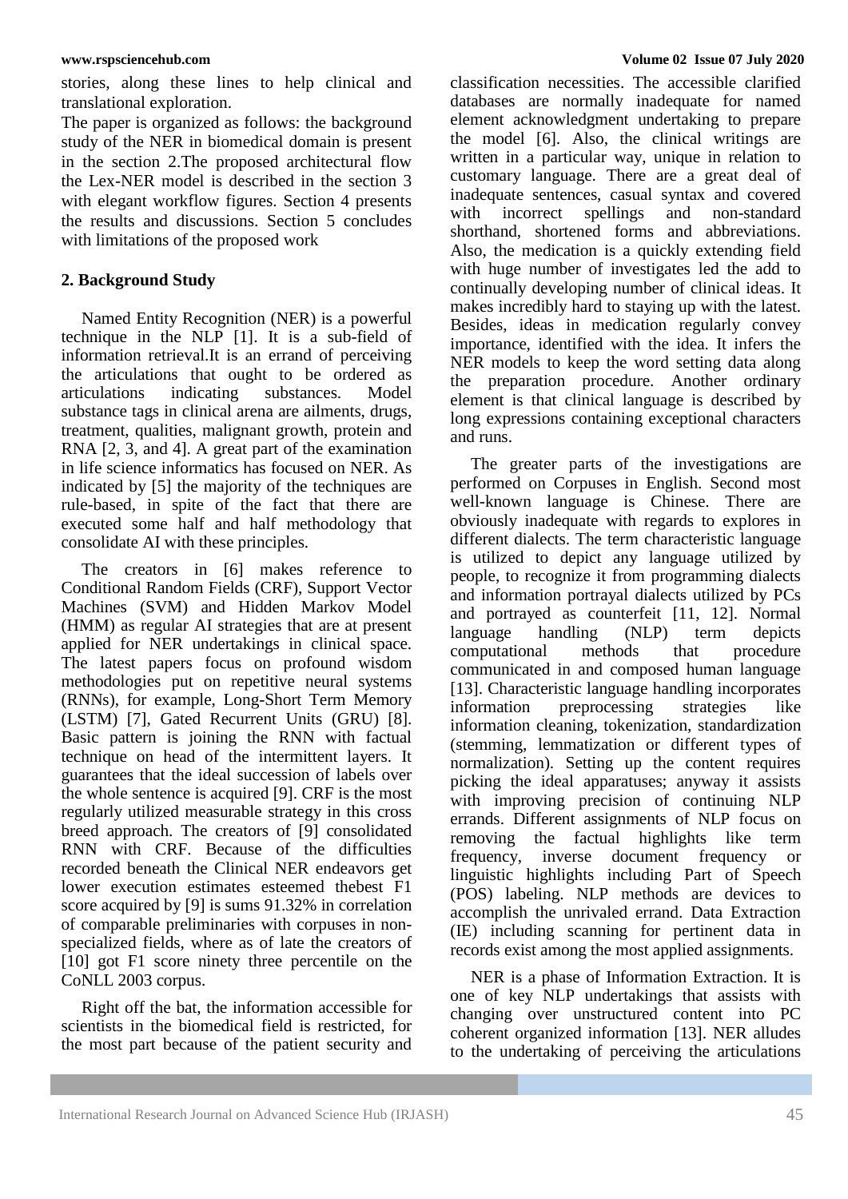stories, along these lines to help clinical and translational exploration.

The paper is organized as follows: the background study of the NER in biomedical domain is present in the section 2.The proposed architectural flow the Lex-NER model is described in the section 3 with elegant workflow figures. Section 4 presents the results and discussions. Section 5 concludes with limitations of the proposed work

## 2. Background Study

Named Entity Recognition (NER) is a powerful technique in the NLP [1]. It is a sub-field of information retrieval.It is an errand of perceiving the articulations that ought to be ordered as articulations indicating substances. Model substance tags in clinical arena are ailments, drugs, treatment, qualities, malignant growth, protein and RNA [2, 3, and 4]. A great part of the examination in life science informatics has focused on NER. As indicated by [5] the majority of the techniques are rule-based, in spite of the fact that there are executed some half and half methodology that consolidate AI with these principles.

The creators in [6] makes reference to Conditional Random Fields (CRF), Support Vector Machines (SVM) and Hidden Markov Model (HMM) as regular AI strategies that are at present applied for NER undertakings in clinical space. The latest papers focus on profound wisdom methodologies put on repetitive neural systems (RNNs), for example, Long-Short Term Memory (LSTM) [7], Gated Recurrent Units (GRU) [8]. Basic pattern is joining the RNN with factual technique on head of the intermittent layers. It guarantees that the ideal succession of labels over the whole sentence is acquired [9]. CRF is the most regularly utilized measurable strategy in this cross breed approach. The creators of [9] consolidated RNN with CRF. Because of the difficulties recorded beneath the Clinical NER endeavors get lower execution estimates esteemed thebest F1 score acquired by [9] is sums 91.32% in correlation of comparable preliminaries with corpuses in non-specialized fields, where as of late the creators of [10] got F1 score ninety three percentile on the CoNLL 2003 corpus.

Right off the bat, the information accessible for scientists in the biomedical field is restricted, for the most part because of the patient security and classification necessities. The accessible clarified databases are normally inadequate for named element acknowledgment undertaking to prepare the model [6]. Also, the clinical writings are written in a particular way, unique in relation to customary language. There are a great deal of inadequate sentences, casual syntax and covered with incorrect spellings and non-standard shorthand, shortened forms and abbreviations. Also, the medication is a quickly extending field with huge number of investigates led the add to continually developing number of clinical ideas. It makes incredibly hard to staying up with the latest. Besides, ideas in medication regularly convey importance, identified with the idea. It infers the NER models to keep the word setting data along the preparation procedure. Another ordinary element is that clinical language is described by long expressions containing exceptional characters and runs.

The greater parts of the investigations are performed on Corpuses in English. Second most well-known language is Chinese. There are obviously inadequate with regards to explores in different dialects. The term characteristic language is utilized to depict any language utilized by people, to recognize it from programming dialects and information portrayal dialects utilized by PCs and portrayed as counterfeit [11, 12]. Normal language handling (NLP) term depicts computational methods that procedure communicated in and composed human language [13]. Characteristic language handling incorporates information preprocessing strategies like information cleaning, tokenization, standardization (stemming, lemmatization or different types of normalization). Setting up the content requires picking the ideal apparatuses; anyway it assists with improving precision of continuing NLP errands. Different assignments of NLP focus on removing the factual highlights like term frequency, inverse document frequency or linguistic highlights including Part of Speech (POS) labeling. NLP methods are devices to accomplish the unrivaled errand. Data Extraction (IE) including scanning for pertinent data in records exist among the most applied assignments.

NER is a phase of Information Extraction. It is one of key NLP undertakings that assists with changing over unstructured content into PC coherent organized information [13]. NER alludes to the undertaking of perceiving the articulations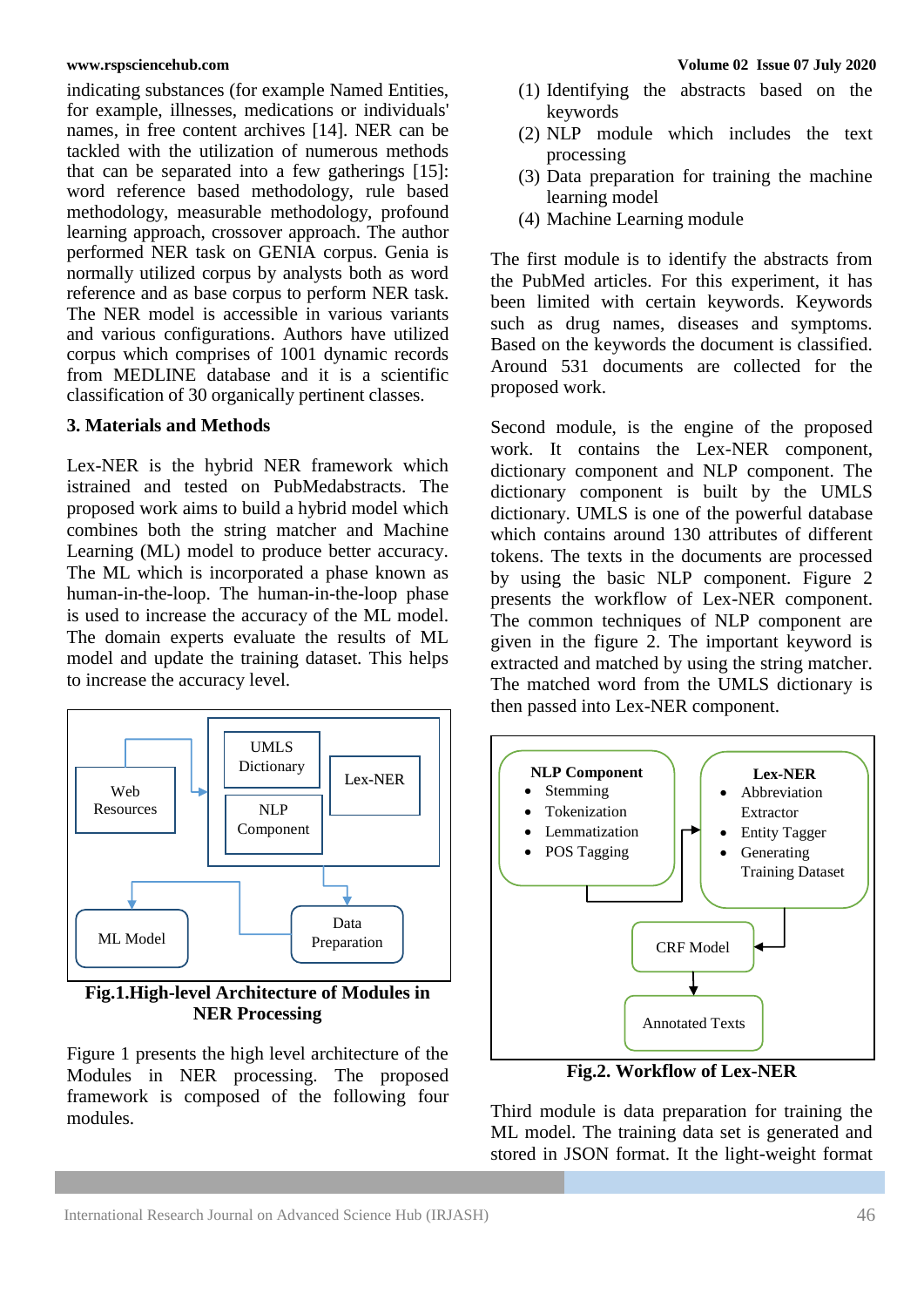indicating substances (for example Named Entities, for example, illnesses, medications or individuals' names, in free content archives [14]. NER can be tackled with the utilization of numerous methods that can be separated into a few gatherings [15]: word reference based methodology, rule based methodology, measurable methodology, profound learning approach, crossover approach. The author performed NER task on GENIA corpus. Genia is normally utilized corpus by analysts both as word reference and as base corpus to perform NER task. The NER model is accessible in various variants and various configurations. Authors have utilized corpus which comprises of 1001 dynamic records from MEDLINE database and it is a scientific classification of 30 organically pertinent classes.

## 3. Materials and Methods

Lex-NER is the hybrid NER framework which istrained and tested on PubMedabstracts. The proposed work aims to build a hybrid model which combines both the string matcher and Machine Learning (ML) model to produce better accuracy. The ML which is incorporated a phase known as human-in-the-loop. The human-in-the-loop phase is used to increase the accuracy of the ML model. The domain experts evaluate the results of ML model and update the training dataset. This helps to increase the accuracy level.

**Fig.1.High-level Architecture of Modules in NER Processing**

Figure 1 presents the high level architecture of the Modules in NER processing. The proposed framework is composed of the following four modules.

(1) Identifying the abstracts based on the keywords
(2) NLP module which includes the text processing
(3) Data preparation for training the machine learning model
(4) Machine Learning module

The first module is to identify the abstracts from the PubMed articles. For this experiment, it has been limited with certain keywords. Keywords such as drug names, diseases and symptoms. Based on the keywords the document is classified. Around 531 documents are collected for the proposed work.

Second module, is the engine of the proposed work. It contains the Lex-NER component, dictionary component and NLP component. The dictionary component is built by the UMLS dictionary. UMLS is one of the powerful database which contains around 130 attributes of different tokens. The texts in the documents are processed by using the basic NLP component. Figure 2 presents the workflow of Lex-NER component. The common techniques of NLP component are given in the figure 2. The important keyword is extracted and matched by using the string matcher. The matched word from the UMLS dictionary is then passed into Lex-NER component.

**Fig.2. Workflow of Lex-NER**

Third module is data preparation for training the ML model. The training data set is generated and stored in JSON format. It the light-weight format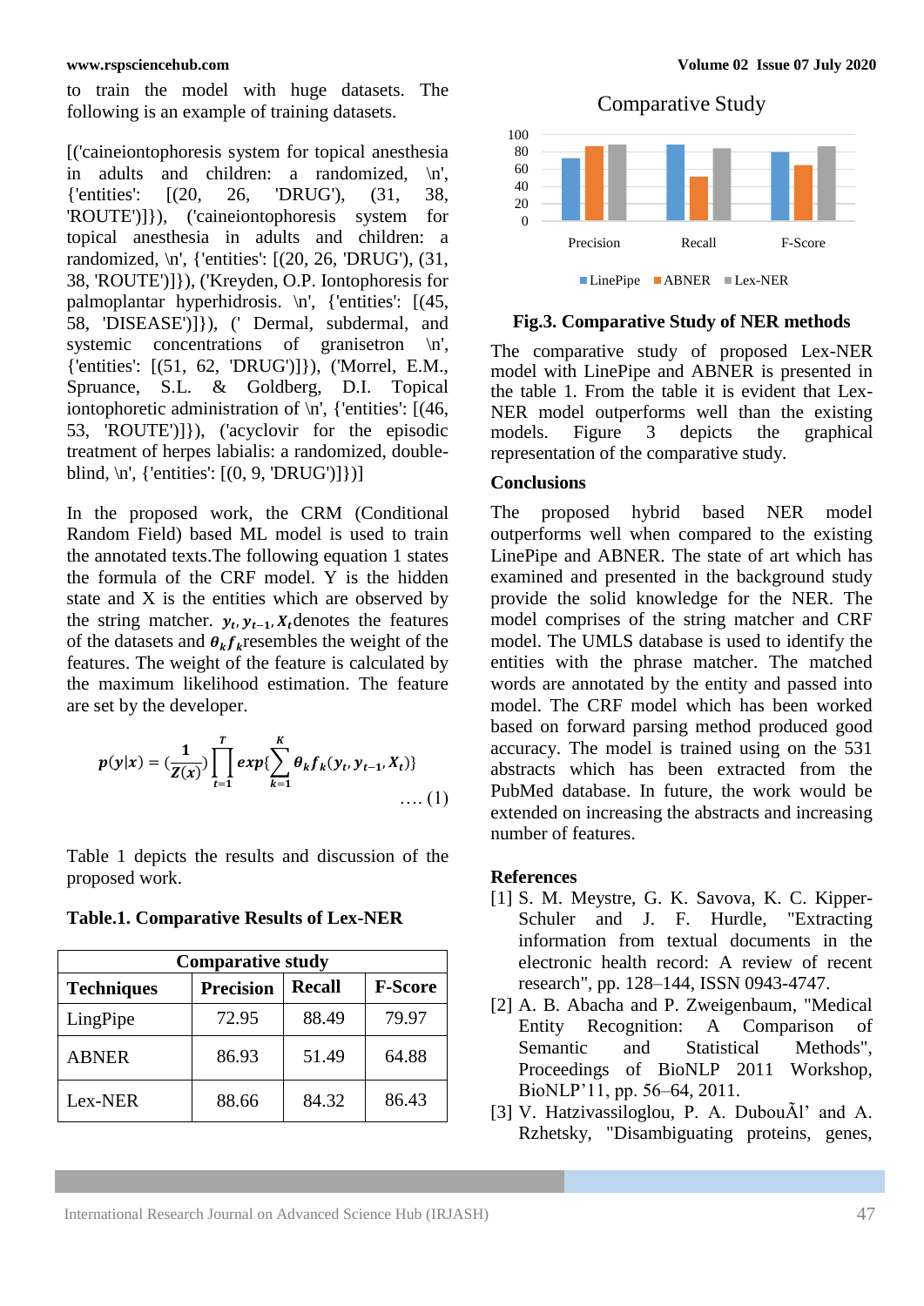to train the model with huge datasets. The following is an example of training datasets.

[('caineiontophoresis system for topical anesthesia in adults and children: a randomized, \n', {'entities': [(20, 26, 'DRUG'), (31, 38, 'ROUTE')]}), ('caineiontophoresis system for topical anesthesia in adults and children: a randomized, \n', {'entities': [(20, 26, 'DRUG'), (31, 38, 'ROUTE')]}), ('Kreyden, O.P. Iontophoresis for palmoplantar hyperhidrosis. \n', {'entities': [(45, 58, 'DISEASE')]}), (' Dermal, subdermal, and systemic concentrations of granisetron \n', {'entities': [(51, 62, 'DRUG')]}), ('Morrel, E.M., Spruance, S.L. & Goldberg, D.I. Topical iontophoretic administration of \n', {'entities': [(46, 53, 'ROUTE')]}), ('acyclovir for the episodic treatment of herpes labialis: a randomized, double-blind, \n', {'entities': [(0, 9, 'DRUG')]})]

In the proposed work, the CRM (Conditional Random Field) based ML model is used to train the annotated texts.The following equation 1 states the formula of the CRF model. Y is the hidden state and X is the entities which are observed by the string matcher. $y_t, y_{t-1}, X_t$ denotes the features of the datasets and $\theta_k f_k$ resembles the weight of the features. The weight of the feature is calculated by the maximum likelihood estimation. The feature are set by the developer.

$$p(y|x) = \left(\frac{1}{Z(x)}\right) \prod_{t=1}^{T} exp\left\{\sum_{k=1}^{K} \theta_k f_k(y_t, y_{t-1}, X_t)\right\} \quad \ldots. (1)$$

Table 1 depicts the results and discussion of the proposed work.

**Table.1. Comparative Results of Lex-NER**

| Comparative study | | | |
|---|---|---|---|
| **Techniques** | **Precision** | **Recall** | **F-Score** |
| LingPipe | 72.95 | 88.49 | 79.97 |
| ABNER | 86.93 | 51.49 | 64.88 |
| Lex-NER | 88.66 | 84.32 | 86.43 |

**Fig.3. Comparative Study of NER methods**

The comparative study of proposed Lex-NER model with LinePipe and ABNER is presented in the table 1. From the table it is evident that Lex-NER model outperforms well than the existing models. Figure 3 depicts the graphical representation of the comparative study.

## Conclusions

The proposed hybrid based NER model outperforms well when compared to the existing LinePipe and ABNER. The state of art which has examined and presented in the background study provide the solid knowledge for the NER. The model comprises of the string matcher and CRF model. The UMLS database is used to identify the entities with the phrase matcher. The matched words are annotated by the entity and passed into model. The CRF model which has been worked based on forward parsing method produced good accuracy. The model is trained using on the 531 abstracts which has been extracted from the PubMed database. In future, the work would be extended on increasing the abstracts and increasing number of features.

## References

[1] S. M. Meystre, G. K. Savova, K. C. Kipper-Schuler and J. F. Hurdle, "Extracting information from textual documents in the electronic health record: A review of recent research", pp. 128–144, ISSN 0943-4747.

[2] A. B. Abacha and P. Zweigenbaum, "Medical Entity Recognition: A Comparison of Semantic and Statistical Methods", Proceedings of BioNLP 2011 Workshop, BioNLP'11, pp. 56–64, 2011.

[3] V. Hatzivassiloglou, P. A. DubouÃl' and A. Rzhetsky, "Disambiguating proteins, genes,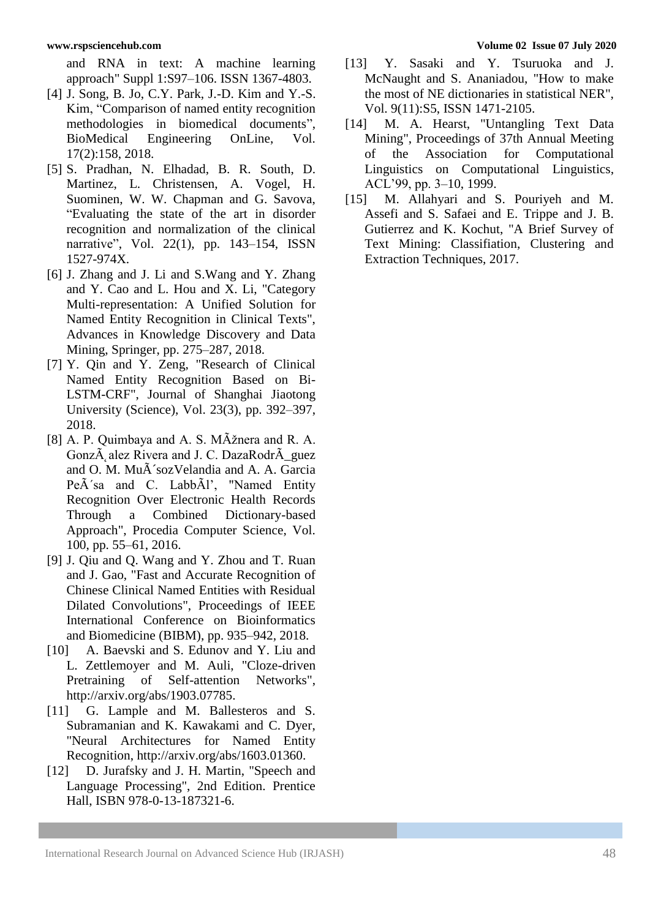and RNA in text: A machine learning approach" Suppl 1:S97–106. ISSN 1367-4803.

[4] J. Song, B. Jo, C.Y. Park, J.-D. Kim and Y.-S. Kim, “Comparison of named entity recognition methodologies in biomedical documents”, BioMedical Engineering OnLine, Vol. 17(2):158, 2018.

[5] S. Pradhan, N. Elhadad, B. R. South, D. Martinez, L. Christensen, A. Vogel, H. Suominen, W. W. Chapman and G. Savova, “Evaluating the state of the art in disorder recognition and normalization of the clinical narrative”, Vol. 22(1), pp. 143–154, ISSN 1527-974X.

[6] J. Zhang and J. Li and S.Wang and Y. Zhang and Y. Cao and L. Hou and X. Li, "Category Multi-representation: A Unified Solution for Named Entity Recognition in Clinical Texts", Advances in Knowledge Discovery and Data Mining, Springer, pp. 275–287, 2018.

[7] Y. Qin and Y. Zeng, "Research of Clinical Named Entity Recognition Based on Bi-LSTM-CRF", Journal of Shanghai Jiaotong University (Science), Vol. 23(3), pp. 392–397, 2018.

[8] A. P. Quimbaya and A. S. MÃžnera and R. A. GonzÃ˛alez Rivera and J. C. DazaRodrÃ_guez and O. M. MuÃ´sozVelandia and A. A. Garcia PeÃ´sa and C. LabbÃl’, "Named Entity Recognition Over Electronic Health Records Through a Combined Dictionary-based Approach", Procedia Computer Science, Vol. 100, pp. 55–61, 2016.

[9] J. Qiu and Q. Wang and Y. Zhou and T. Ruan and J. Gao, "Fast and Accurate Recognition of Chinese Clinical Named Entities with Residual Dilated Convolutions", Proceedings of IEEE International Conference on Bioinformatics and Biomedicine (BIBM), pp. 935–942, 2018.

[10] A. Baevski and S. Edunov and Y. Liu and L. Zettlemoyer and M. Auli, "Cloze-driven Pretraining of Self-attention Networks", http://arxiv.org/abs/1903.07785.

[11] G. Lample and M. Ballesteros and S. Subramanian and K. Kawakami and C. Dyer, "Neural Architectures for Named Entity Recognition, http://arxiv.org/abs/1603.01360.

[12] D. Jurafsky and J. H. Martin, "Speech and Language Processing", 2nd Edition. Prentice Hall, ISBN 978-0-13-187321-6.

[13] Y. Sasaki and Y. Tsuruoka and J. McNaught and S. Ananiadou, "How to make the most of NE dictionaries in statistical NER", Vol. 9(11):S5, ISSN 1471-2105.

[14] M. A. Hearst, "Untangling Text Data Mining", Proceedings of 37th Annual Meeting of the Association for Computational Linguistics on Computational Linguistics, ACL’99, pp. 3–10, 1999.

[15] M. Allahyari and S. Pouriyeh and M. Assefi and S. Safaei and E. Trippe and J. B. Gutierrez and K. Kochut, "A Brief Survey of Text Mining: Classifiation, Clustering and Extraction Techniques, 2017.